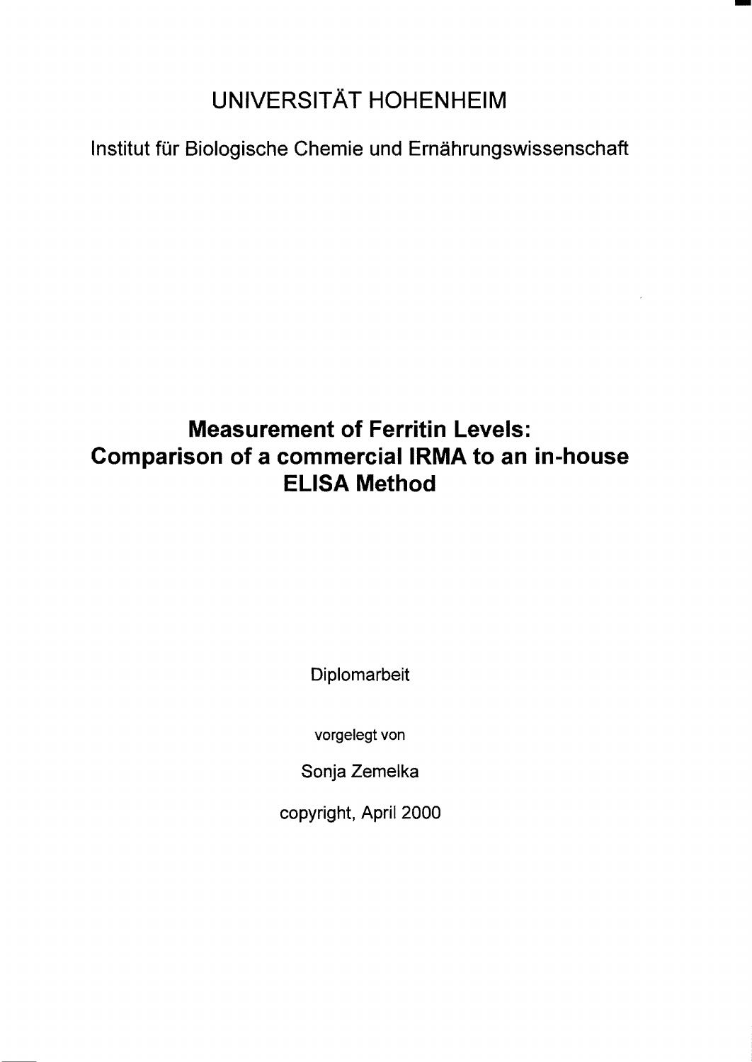UNIVERSITÄT HOHENHEIM

Institut für Biologische Chemie und Ernährungswissenschaft

# Measurement of Ferritin Levels: Comparison of a commercial IRMA to an in-house ELISA Method

Diplomarbeit

vorgelegt von

Sonja Zemelka

copyright, April 2000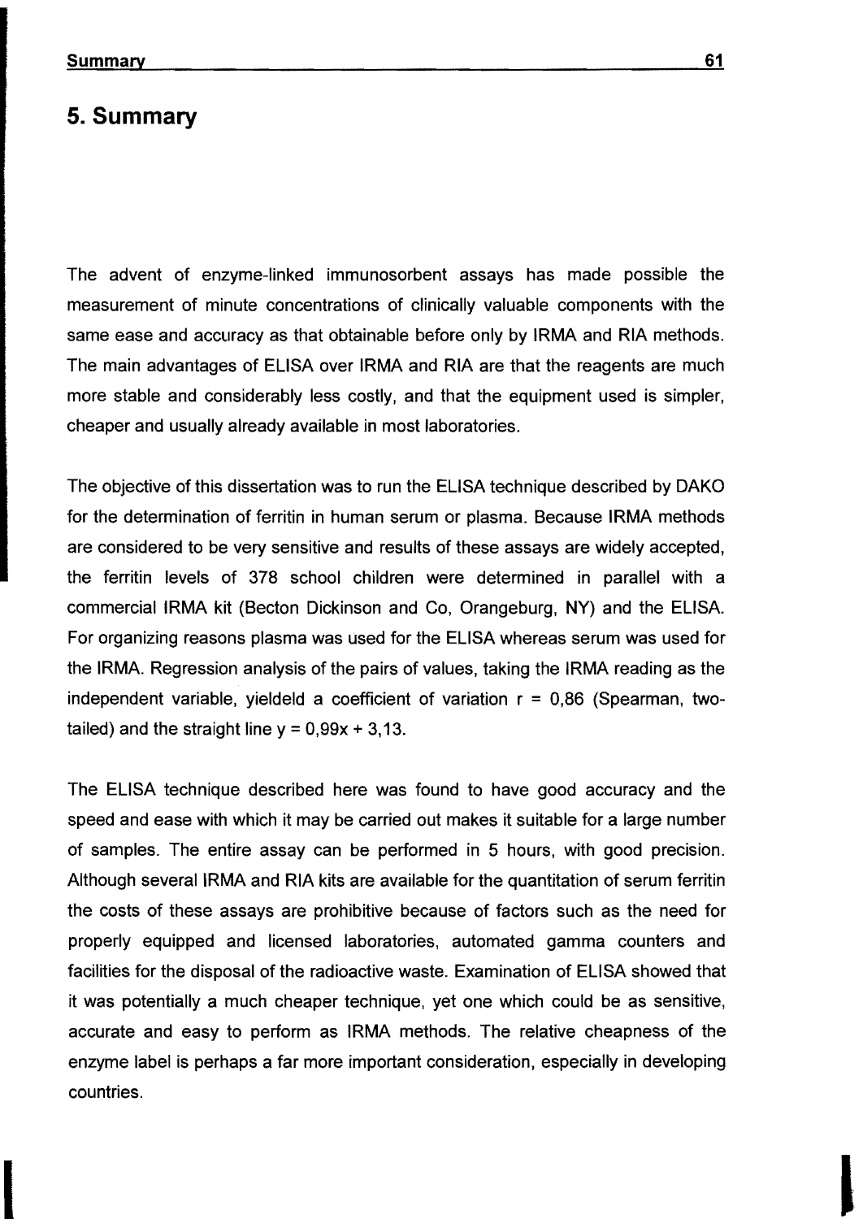# 5. Summary

The advent of enzyme-linked immunosorbent assays has made possible the measurement of minute concentrations of clinically valuable components with the same ease and accuracy as that obtainable before only by IRMA and RIA methods. The main advantages of ELISA over IRMA and RIA are that the reagents are much more stable and considerably less costly, and that the equipment used is simpler, cheaper and usually already available in most laboratories.

The objective of this dissertation was to run the ELISA technique described by DAKO for the determination of ferritin in human serum or plasma. Because IRMA methods are considered to be very sensitive and results of these assays are widely accepted, the ferritin levels of 378 school children were determined in parallel with a commercial IRMA kit (Becton Dickinson and Co, Orangeburg, NY) and the ELISA. For organizing reasons plasma was used for the ELISA whereas serum was used for the IRMA. Regression analysis of the pairs of values, taking the IRMA reading as the independent variable, yieldeld a coefficient of variation $r = 0{,}86$ (Spearman, two-tailed) and the straight line $y = 0{,}99x + 3{,}13$.

The ELISA technique described here was found to have good accuracy and the speed and ease with which it may be carried out makes it suitable for a large number of samples. The entire assay can be performed in 5 hours, with good precision. Although several IRMA and RIA kits are available for the quantitation of serum ferritin the costs of these assays are prohibitive because of factors such as the need for properly equipped and licensed laboratories, automated gamma counters and facilities for the disposal of the radioactive waste. Examination of ELISA showed that it was potentially a much cheaper technique, yet one which could be as sensitive, accurate and easy to perform as IRMA methods. The relative cheapness of the enzyme label is perhaps a far more important consideration, especially in developing countries.